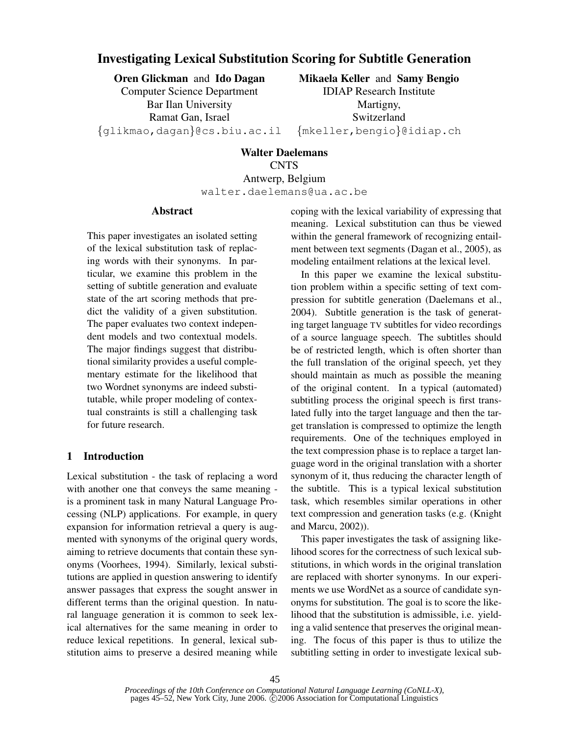# Investigating Lexical Substitution Scoring for Subtitle Generation

**Oren Glickman** and **Ido Dagan**
Computer Science Department
Bar Ilan University
Ramat Gan, Israel
{glikmao,dagan}@cs.biu.ac.il

**Mikaela Keller** and **Samy Bengio**
IDIAP Research Institute
Martigny,
Switzerland
{mkeller,bengio}@idiap.ch

**Walter Daelemans**
CNTS
Antwerp, Belgium
walter.daelemans@ua.ac.be

## Abstract

This paper investigates an isolated setting of the lexical substitution task of replacing words with their synonyms. In particular, we examine this problem in the setting of subtitle generation and evaluate state of the art scoring methods that predict the validity of a given substitution. The paper evaluates two context independent models and two contextual models. The major findings suggest that distributional similarity provides a useful complementary estimate for the likelihood that two Wordnet synonyms are indeed substitutable, while proper modeling of contextual constraints is still a challenging task for future research.

## 1 Introduction

Lexical substitution - the task of replacing a word with another one that conveys the same meaning - is a prominent task in many Natural Language Processing (NLP) applications. For example, in query expansion for information retrieval a query is augmented with synonyms of the original query words, aiming to retrieve documents that contain these synonyms (Voorhees, 1994). Similarly, lexical substitutions are applied in question answering to identify answer passages that express the sought answer in different terms than the original question. In natural language generation it is common to seek lexical alternatives for the same meaning in order to reduce lexical repetitions. In general, lexical substitution aims to preserve a desired meaning while coping with the lexical variability of expressing that meaning. Lexical substitution can thus be viewed within the general framework of recognizing entailment between text segments (Dagan et al., 2005), as modeling entailment relations at the lexical level.

In this paper we examine the lexical substitution problem within a specific setting of text compression for subtitle generation (Daelemans et al., 2004). Subtitle generation is the task of generating target language TV subtitles for video recordings of a source language speech. The subtitles should be of restricted length, which is often shorter than the full translation of the original speech, yet they should maintain as much as possible the meaning of the original content. In a typical (automated) subtitling process the original speech is first translated fully into the target language and then the target translation is compressed to optimize the length requirements. One of the techniques employed in the text compression phase is to replace a target language word in the original translation with a shorter synonym of it, thus reducing the character length of the subtitle. This is a typical lexical substitution task, which resembles similar operations in other text compression and generation tasks (e.g. (Knight and Marcu, 2002)).

This paper investigates the task of assigning likelihood scores for the correctness of such lexical substitutions, in which words in the original translation are replaced with shorter synonyms. In our experiments we use WordNet as a source of candidate synonyms for substitution. The goal is to score the likelihood that the substitution is admissible, i.e. yielding a valid sentence that preserves the original meaning. The focus of this paper is thus to utilize the subtitling setting in order to investigate lexical sub-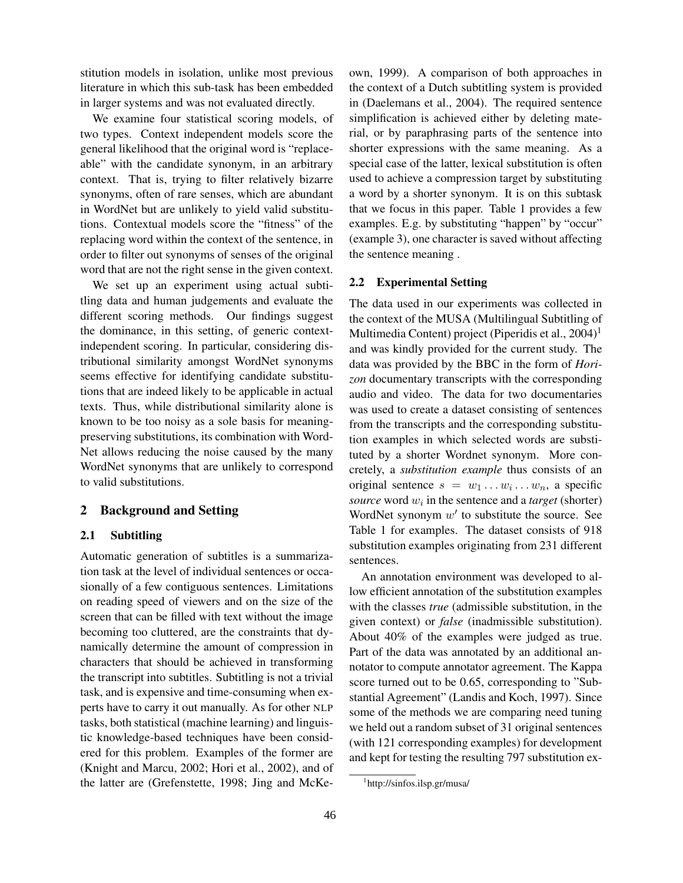stitution models in isolation, unlike most previous literature in which this sub-task has been embedded in larger systems and was not evaluated directly.

We examine four statistical scoring models, of two types. Context independent models score the general likelihood that the original word is "replaceable" with the candidate synonym, in an arbitrary context. That is, trying to filter relatively bizarre synonyms, often of rare senses, which are abundant in WordNet but are unlikely to yield valid substitutions. Contextual models score the "fitness" of the replacing word within the context of the sentence, in order to filter out synonyms of senses of the original word that are not the right sense in the given context.

We set up an experiment using actual subtitling data and human judgements and evaluate the different scoring methods. Our findings suggest the dominance, in this setting, of generic context-independent scoring. In particular, considering distributional similarity amongst WordNet synonyms seems effective for identifying candidate substitutions that are indeed likely to be applicable in actual texts. Thus, while distributional similarity alone is known to be too noisy as a sole basis for meaning-preserving substitutions, its combination with WordNet allows reducing the noise caused by the many WordNet synonyms that are unlikely to correspond to valid substitutions.

## 2 Background and Setting

### 2.1 Subtitling

Automatic generation of subtitles is a summarization task at the level of individual sentences or occasionally of a few contiguous sentences. Limitations on reading speed of viewers and on the size of the screen that can be filled with text without the image becoming too cluttered, are the constraints that dynamically determine the amount of compression in characters that should be achieved in transforming the transcript into subtitles. Subtitling is not a trivial task, and is expensive and time-consuming when experts have to carry it out manually. As for other NLP tasks, both statistical (machine learning) and linguistic knowledge-based techniques have been considered for this problem. Examples of the former are (Knight and Marcu, 2002; Hori et al., 2002), and of the latter are (Grefenstette, 1998; Jing and McKeown, 1999). A comparison of both approaches in the context of a Dutch subtitling system is provided in (Daelemans et al., 2004). The required sentence simplification is achieved either by deleting material, or by paraphrasing parts of the sentence into shorter expressions with the same meaning. As a special case of the latter, lexical substitution is often used to achieve a compression target by substituting a word by a shorter synonym. It is on this subtask that we focus in this paper. Table 1 provides a few examples. E.g. by substituting "happen" by "occur" (example 3), one character is saved without affecting the sentence meaning .

### 2.2 Experimental Setting

The data used in our experiments was collected in the context of the MUSA (Multilingual Subtitling of Multimedia Content) project (Piperidis et al., 2004)[1] and was kindly provided for the current study. The data was provided by the BBC in the form of *Horizon* documentary transcripts with the corresponding audio and video. The data for two documentaries was used to create a dataset consisting of sentences from the transcripts and the corresponding substitution examples in which selected words are substituted by a shorter Wordnet synonym. More concretely, a *substitution example* thus consists of an original sentence $s = w_1 \dots w_i \dots w_n$, a specific *source* word $w_i$ in the sentence and a *target* (shorter) WordNet synonym $w'$ to substitute the source. See Table 1 for examples. The dataset consists of 918 substitution examples originating from 231 different sentences.

An annotation environment was developed to allow efficient annotation of the substitution examples with the classes *true* (admissible substitution, in the given context) or *false* (inadmissible substitution). About 40% of the examples were judged as true. Part of the data was annotated by an additional annotator to compute annotator agreement. The Kappa score turned out to be 0.65, corresponding to "Substantial Agreement" (Landis and Koch, 1997). Since some of the methods we are comparing need tuning we held out a random subset of 31 original sentences (with 121 corresponding examples) for development and kept for testing the resulting 797 substitution ex-

[1] http://sinfos.ilsp.gr/musa/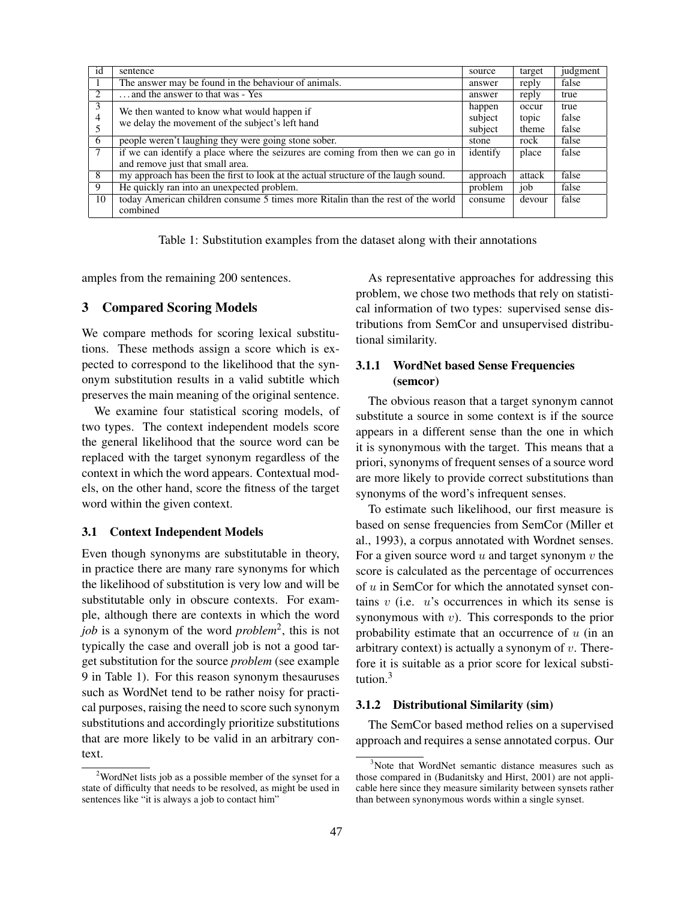| id | sentence | source | target | judgment |
|---|---|---|---|---|
| 1 | The answer may be found in the behaviour of animals. | answer | reply | false |
| 2 | . . . and the answer to that was - Yes | answer | reply | true |
| 3 | We then wanted to know what would happen if we delay the movement of the subject's left hand | happen | occur | true |
| 4 | | subject | topic | false |
| 5 | | subject | theme | false |
| 6 | people weren't laughing they were going stone sober. | stone | rock | false |
| 7 | if we can identify a place where the seizures are coming from then we can go in and remove just that small area. | identify | place | false |
| 8 | my approach has been the first to look at the actual structure of the laugh sound. | approach | attack | false |
| 9 | He quickly ran into an unexpected problem. | problem | job | false |
| 10 | today American children consume 5 times more Ritalin than the rest of the world combined | consume | devour | false |

Table 1: Substitution examples from the dataset along with their annotations

amples from the remaining 200 sentences.

## 3 Compared Scoring Models

We compare methods for scoring lexical substitutions. These methods assign a score which is expected to correspond to the likelihood that the synonym substitution results in a valid subtitle which preserves the main meaning of the original sentence.

We examine four statistical scoring models, of two types. The context independent models score the general likelihood that the source word can be replaced with the target synonym regardless of the context in which the word appears. Contextual models, on the other hand, score the fitness of the target word within the given context.

### 3.1 Context Independent Models

Even though synonyms are substitutable in theory, in practice there are many rare synonyms for which the likelihood of substitution is very low and will be substitutable only in obscure contexts. For example, although there are contexts in which the word *job* is a synonym of the word *problem*[2], this is not typically the case and overall job is not a good target substitution for the source *problem* (see example 9 in Table 1). For this reason synonym thesauruses such as WordNet tend to be rather noisy for practical purposes, raising the need to score such synonym substitutions and accordingly prioritize substitutions that are more likely to be valid in an arbitrary context.

As representative approaches for addressing this problem, we chose two methods that rely on statistical information of two types: supervised sense distributions from SemCor and unsupervised distributional similarity.

#### 3.1.1 WordNet based Sense Frequencies (semcor)

The obvious reason that a target synonym cannot substitute a source in some context is if the source appears in a different sense than the one in which it is synonymous with the target. This means that a priori, synonyms of frequent senses of a source word are more likely to provide correct substitutions than synonyms of the word's infrequent senses.

To estimate such likelihood, our first measure is based on sense frequencies from SemCor (Miller et al., 1993), a corpus annotated with Wordnet senses. For a given source word $u$ and target synonym $v$ the score is calculated as the percentage of occurrences of $u$ in SemCor for which the annotated synset contains $v$ (i.e. $u$'s occurrences in which its sense is synonymous with $v$). This corresponds to the prior probability estimate that an occurrence of $u$ (in an arbitrary context) is actually a synonym of $v$. Therefore it is suitable as a prior score for lexical substitution.[3]

#### 3.1.2 Distributional Similarity (sim)

The SemCor based method relies on a supervised approach and requires a sense annotated corpus. Our

[2]WordNet lists job as a possible member of the synset for a state of difficulty that needs to be resolved, as might be used in sentences like "it is always a job to contact him"

[3]Note that WordNet semantic distance measures such as those compared in (Budanitsky and Hirst, 2001) are not applicable here since they measure similarity between synsets rather than between synonymous words within a single synset.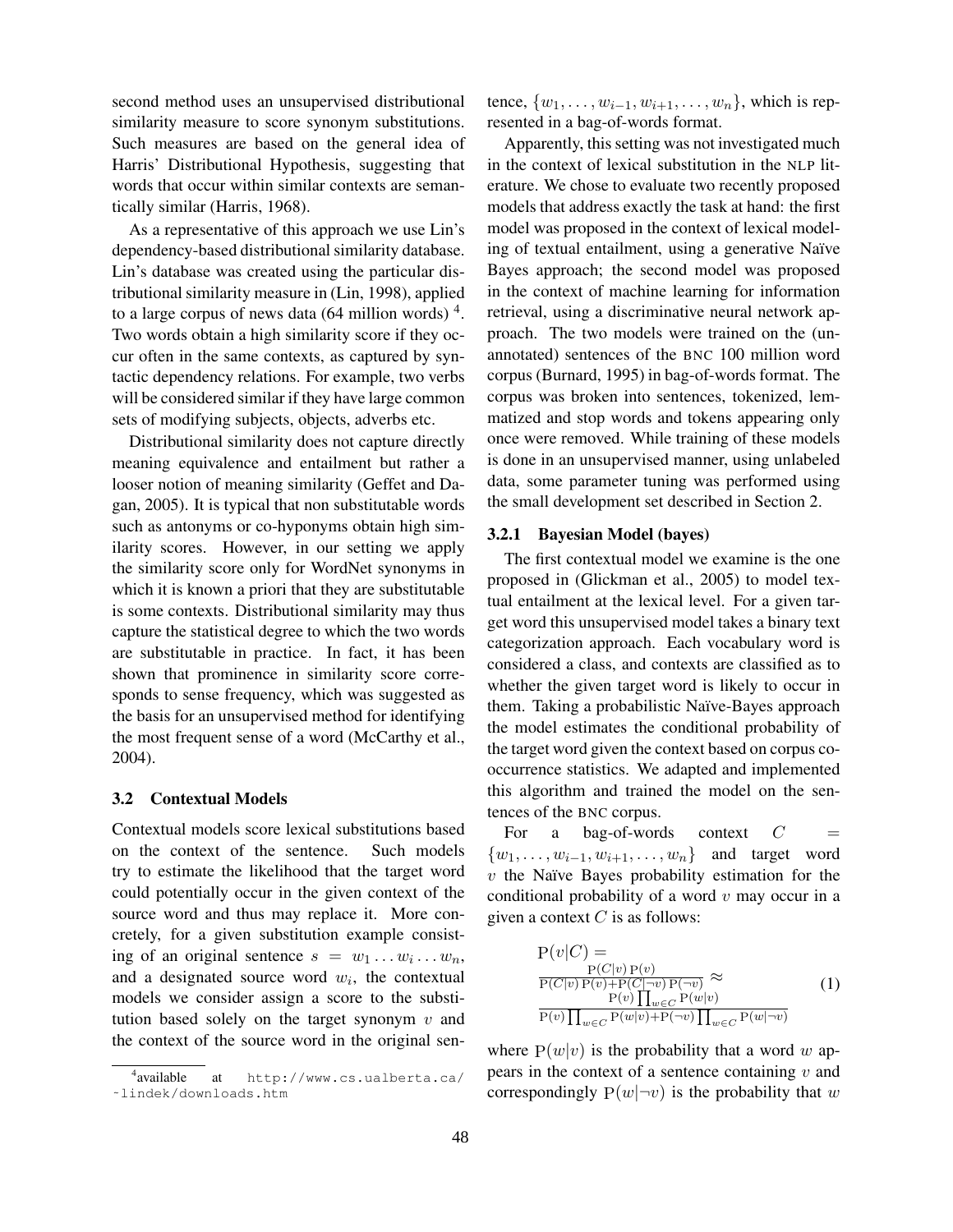second method uses an unsupervised distributional similarity measure to score synonym substitutions. Such measures are based on the general idea of Harris' Distributional Hypothesis, suggesting that words that occur within similar contexts are semantically similar (Harris, 1968).

As a representative of this approach we use Lin's dependency-based distributional similarity database. Lin's database was created using the particular distributional similarity measure in (Lin, 1998), applied to a large corpus of news data (64 million words) [4]. Two words obtain a high similarity score if they occur often in the same contexts, as captured by syntactic dependency relations. For example, two verbs will be considered similar if they have large common sets of modifying subjects, objects, adverbs etc.

Distributional similarity does not capture directly meaning equivalence and entailment but rather a looser notion of meaning similarity (Geffet and Dagan, 2005). It is typical that non substitutable words such as antonyms or co-hyponyms obtain high similarity scores. However, in our setting we apply the similarity score only for WordNet synonyms in which it is known a priori that they are substitutable is some contexts. Distributional similarity may thus capture the statistical degree to which the two words are substitutable in practice. In fact, it has been shown that prominence in similarity score corresponds to sense frequency, which was suggested as the basis for an unsupervised method for identifying the most frequent sense of a word (McCarthy et al., 2004).

### 3.2 Contextual Models

Contextual models score lexical substitutions based on the context of the sentence. Such models try to estimate the likelihood that the target word could potentially occur in the given context of the source word and thus may replace it. More concretely, for a given substitution example consisting of an original sentence $s = w_1 \dots w_i \dots w_n$, and a designated source word $w_i$, the contextual models we consider assign a score to the substitution based solely on the target synonym $v$ and the context of the source word in the original sentence, $\{w_1, \dots, w_{i-1}, w_{i+1}, \dots, w_n\}$, which is represented in a bag-of-words format.

Apparently, this setting was not investigated much in the context of lexical substitution in the NLP literature. We chose to evaluate two recently proposed models that address exactly the task at hand: the first model was proposed in the context of lexical modeling of textual entailment, using a generative Naïve Bayes approach; the second model was proposed in the context of machine learning for information retrieval, using a discriminative neural network approach. The two models were trained on the (unannotated) sentences of the BNC 100 million word corpus (Burnard, 1995) in bag-of-words format. The corpus was broken into sentences, tokenized, lemmatized and stop words and tokens appearing only once were removed. While training of these models is done in an unsupervised manner, using unlabeled data, some parameter tuning was performed using the small development set described in Section 2.

#### 3.2.1 Bayesian Model (bayes)

The first contextual model we examine is the one proposed in (Glickman et al., 2005) to model textual entailment at the lexical level. For a given target word this unsupervised model takes a binary text categorization approach. Each vocabulary word is considered a class, and contexts are classified as to whether the given target word is likely to occur in them. Taking a probabilistic Naïve-Bayes approach the model estimates the conditional probability of the target word given the context based on corpus co-occurrence statistics. We adapted and implemented this algorithm and trained the model on the sentences of the BNC corpus.

For a bag-of-words context $C = \{w_1, \dots, w_{i-1}, w_{i+1}, \dots, w_n\}$ and target word $v$ the Naïve Bayes probability estimation for the conditional probability of a word $v$ may occur in a given a context $C$ is as follows:

$$\mathrm{P}(v|C) = \frac{\mathrm{P}(C|v)\,\mathrm{P}(v)}{\mathrm{P}(C|v)\,\mathrm{P}(v) + \mathrm{P}(C|\neg v)\,\mathrm{P}(\neg v)} \approx \frac{\mathrm{P}(v)\prod_{w \in C}\mathrm{P}(w|v)}{\mathrm{P}(v)\prod_{w \in C}\mathrm{P}(w|v) + \mathrm{P}(\neg v)\prod_{w \in C}\mathrm{P}(w|\neg v)} \tag{1}$$

where $\mathrm{P}(w|v)$ is the probability that a word $w$ appears in the context of a sentence containing $v$ and correspondingly $\mathrm{P}(w|\neg v)$ is the probability that $w$

[4] available at http://www.cs.ualberta.ca/~lindek/downloads.htm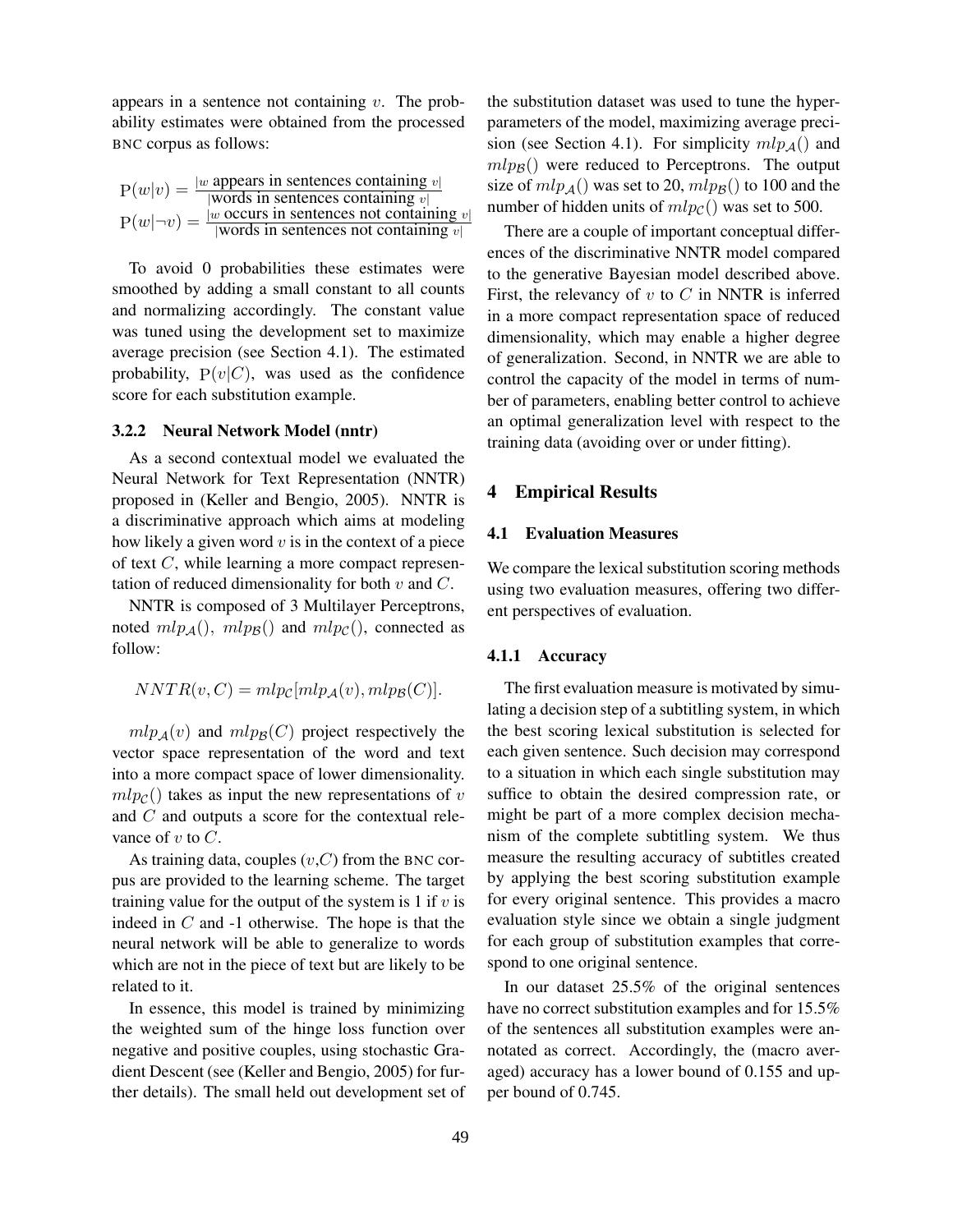appears in a sentence not containing $v$. The probability estimates were obtained from the processed BNC corpus as follows:

$$\mathrm{P}(w|v) = \frac{|w \text{ appears in sentences containing } v|}{|\text{words in sentences containing } v|}$$
$$\mathrm{P}(w|\neg v) = \frac{|w \text{ occurs in sentences not containing } v|}{|\text{words in sentences not containing } v|}$$

To avoid 0 probabilities these estimates were smoothed by adding a small constant to all counts and normalizing accordingly. The constant value was tuned using the development set to maximize average precision (see Section 4.1). The estimated probability, $\mathrm{P}(v|C)$, was used as the confidence score for each substitution example.

#### 3.2.2 Neural Network Model (nntr)

As a second contextual model we evaluated the Neural Network for Text Representation (NNTR) proposed in (Keller and Bengio, 2005). NNTR is a discriminative approach which aims at modeling how likely a given word $v$ is in the context of a piece of text $C$, while learning a more compact representation of reduced dimensionality for both $v$ and $C$.

NNTR is composed of 3 Multilayer Perceptrons, noted $mlp_{\mathcal{A}}()$, $mlp_{\mathcal{B}}()$ and $mlp_{\mathcal{C}}()$, connected as follow:

$$NNTR(v, C) = mlp_{\mathcal{C}}[mlp_{\mathcal{A}}(v), mlp_{\mathcal{B}}(C)].$$

$mlp_{\mathcal{A}}(v)$ and $mlp_{\mathcal{B}}(C)$ project respectively the vector space representation of the word and text into a more compact space of lower dimensionality. $mlp_{\mathcal{C}}()$ takes as input the new representations of $v$ and $C$ and outputs a score for the contextual relevance of $v$ to $C$.

As training data, couples ($v$,$C$) from the BNC corpus are provided to the learning scheme. The target training value for the output of the system is 1 if $v$ is indeed in $C$ and -1 otherwise. The hope is that the neural network will be able to generalize to words which are not in the piece of text but are likely to be related to it.

In essence, this model is trained by minimizing the weighted sum of the hinge loss function over negative and positive couples, using stochastic Gradient Descent (see (Keller and Bengio, 2005) for further details). The small held out development set of the substitution dataset was used to tune the hyper-parameters of the model, maximizing average precision (see Section 4.1). For simplicity $mlp_{\mathcal{A}}()$ and $mlp_{\mathcal{B}}()$ were reduced to Perceptrons. The output size of $mlp_{\mathcal{A}}()$ was set to 20, $mlp_{\mathcal{B}}()$ to 100 and the number of hidden units of $mlp_{\mathcal{C}}()$ was set to 500.

There are a couple of important conceptual differences of the discriminative NNTR model compared to the generative Bayesian model described above. First, the relevancy of $v$ to $C$ in NNTR is inferred in a more compact representation space of reduced dimensionality, which may enable a higher degree of generalization. Second, in NNTR we are able to control the capacity of the model in terms of number of parameters, enabling better control to achieve an optimal generalization level with respect to the training data (avoiding over or under fitting).

## 4 Empirical Results

### 4.1 Evaluation Measures

We compare the lexical substitution scoring methods using two evaluation measures, offering two different perspectives of evaluation.

#### 4.1.1 Accuracy

The first evaluation measure is motivated by simulating a decision step of a subtitling system, in which the best scoring lexical substitution is selected for each given sentence. Such decision may correspond to a situation in which each single substitution may suffice to obtain the desired compression rate, or might be part of a more complex decision mechanism of the complete subtitling system. We thus measure the resulting accuracy of subtitles created by applying the best scoring substitution example for every original sentence. This provides a macro evaluation style since we obtain a single judgment for each group of substitution examples that correspond to one original sentence.

In our dataset 25.5% of the original sentences have no correct substitution examples and for 15.5% of the sentences all substitution examples were annotated as correct. Accordingly, the (macro averaged) accuracy has a lower bound of 0.155 and upper bound of 0.745.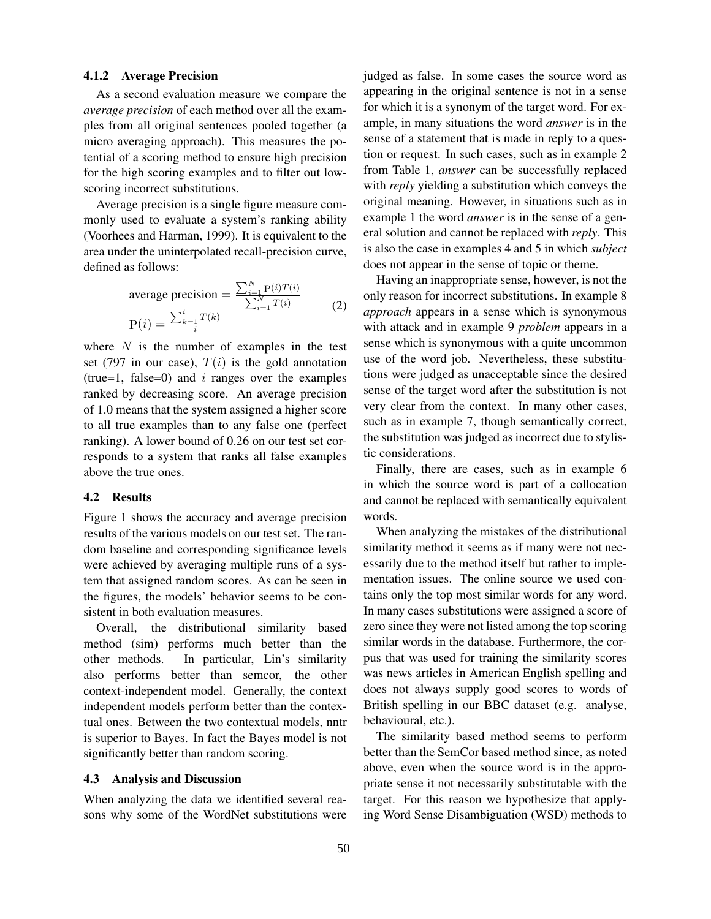#### 4.1.2 Average Precision

As a second evaluation measure we compare the *average precision* of each method over all the examples from all original sentences pooled together (a micro averaging approach). This measures the potential of a scoring method to ensure high precision for the high scoring examples and to filter out low-scoring incorrect substitutions.

Average precision is a single figure measure commonly used to evaluate a system's ranking ability (Voorhees and Harman, 1999). It is equivalent to the area under the uninterpolated recall-precision curve, defined as follows:

$$\text{average precision} = \frac{\sum_{i=1}^{N} \mathrm{P}(i)T(i)}{\sum_{i=1}^{N} T(i)} \qquad \mathrm{P}(i) = \frac{\sum_{k=1}^{i} T(k)}{i} \tag{2}$$

where $N$ is the number of examples in the test set (797 in our case), $T(i)$ is the gold annotation (true=1, false=0) and $i$ ranges over the examples ranked by decreasing score. An average precision of 1.0 means that the system assigned a higher score to all true examples than to any false one (perfect ranking). A lower bound of 0.26 on our test set corresponds to a system that ranks all false examples above the true ones.

### 4.2 Results

Figure 1 shows the accuracy and average precision results of the various models on our test set. The random baseline and corresponding significance levels were achieved by averaging multiple runs of a system that assigned random scores. As can be seen in the figures, the models' behavior seems to be consistent in both evaluation measures.

Overall, the distributional similarity based method (sim) performs much better than the other methods. In particular, Lin's similarity also performs better than semcor, the other context-independent model. Generally, the context independent models perform better than the contextual ones. Between the two contextual models, nntr is superior to Bayes. In fact the Bayes model is not significantly better than random scoring.

### 4.3 Analysis and Discussion

When analyzing the data we identified several reasons why some of the WordNet substitutions were judged as false. In some cases the source word as appearing in the original sentence is not in a sense for which it is a synonym of the target word. For example, in many situations the word *answer* is in the sense of a statement that is made in reply to a question or request. In such cases, such as in example 2 from Table 1, *answer* can be successfully replaced with *reply* yielding a substitution which conveys the original meaning. However, in situations such as in example 1 the word *answer* is in the sense of a general solution and cannot be replaced with *reply*. This is also the case in examples 4 and 5 in which *subject* does not appear in the sense of topic or theme.

Having an inappropriate sense, however, is not the only reason for incorrect substitutions. In example 8 *approach* appears in a sense which is synonymous with attack and in example 9 *problem* appears in a sense which is synonymous with a quite uncommon use of the word job. Nevertheless, these substitutions were judged as unacceptable since the desired sense of the target word after the substitution is not very clear from the context. In many other cases, such as in example 7, though semantically correct, the substitution was judged as incorrect due to stylistic considerations.

Finally, there are cases, such as in example 6 in which the source word is part of a collocation and cannot be replaced with semantically equivalent words.

When analyzing the mistakes of the distributional similarity method it seems as if many were not necessarily due to the method itself but rather to implementation issues. The online source we used contains only the top most similar words for any word. In many cases substitutions were assigned a score of zero since they were not listed among the top scoring similar words in the database. Furthermore, the corpus that was used for training the similarity scores was news articles in American English spelling and does not always supply good scores to words of British spelling in our BBC dataset (e.g. analyse, behavioural, etc.).

The similarity based method seems to perform better than the SemCor based method since, as noted above, even when the source word is in the appropriate sense it not necessarily substitutable with the target. For this reason we hypothesize that applying Word Sense Disambiguation (WSD) methods to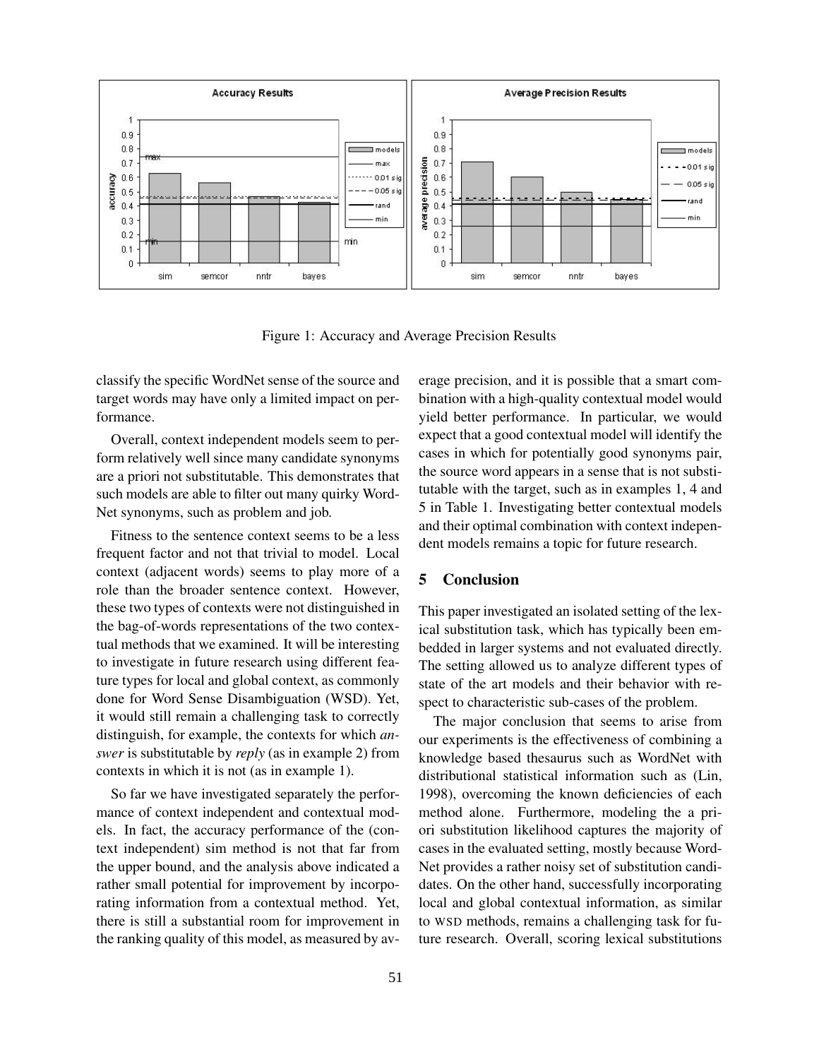Figure 1: Accuracy and Average Precision Results

classify the specific WordNet sense of the source and target words may have only a limited impact on performance.

Overall, context independent models seem to perform relatively well since many candidate synonyms are a priori not substitutable. This demonstrates that such models are able to filter out many quirky WordNet synonyms, such as problem and job.

Fitness to the sentence context seems to be a less frequent factor and not that trivial to model. Local context (adjacent words) seems to play more of a role than the broader sentence context. However, these two types of contexts were not distinguished in the bag-of-words representations of the two contextual methods that we examined. It will be interesting to investigate in future research using different feature types for local and global context, as commonly done for Word Sense Disambiguation (WSD). Yet, it would still remain a challenging task to correctly distinguish, for example, the contexts for which *answer* is substitutable by *reply* (as in example 2) from contexts in which it is not (as in example 1).

So far we have investigated separately the performance of context independent and contextual models. In fact, the accuracy performance of the (context independent) sim method is not that far from the upper bound, and the analysis above indicated a rather small potential for improvement by incorporating information from a contextual method. Yet, there is still a substantial room for improvement in the ranking quality of this model, as measured by average precision, and it is possible that a smart combination with a high-quality contextual model would yield better performance. In particular, we would expect that a good contextual model will identify the cases in which for potentially good synonyms pair, the source word appears in a sense that is not substitutable with the target, such as in examples 1, 4 and 5 in Table 1. Investigating better contextual models and their optimal combination with context independent models remains a topic for future research.

## 5 Conclusion

This paper investigated an isolated setting of the lexical substitution task, which has typically been embedded in larger systems and not evaluated directly. The setting allowed us to analyze different types of state of the art models and their behavior with respect to characteristic sub-cases of the problem.

The major conclusion that seems to arise from our experiments is the effectiveness of combining a knowledge based thesaurus such as WordNet with distributional statistical information such as (Lin, 1998), overcoming the known deficiencies of each method alone. Furthermore, modeling the a priori substitution likelihood captures the majority of cases in the evaluated setting, mostly because WordNet provides a rather noisy set of substitution candidates. On the other hand, successfully incorporating local and global contextual information, as similar to WSD methods, remains a challenging task for future research. Overall, scoring lexical substitutions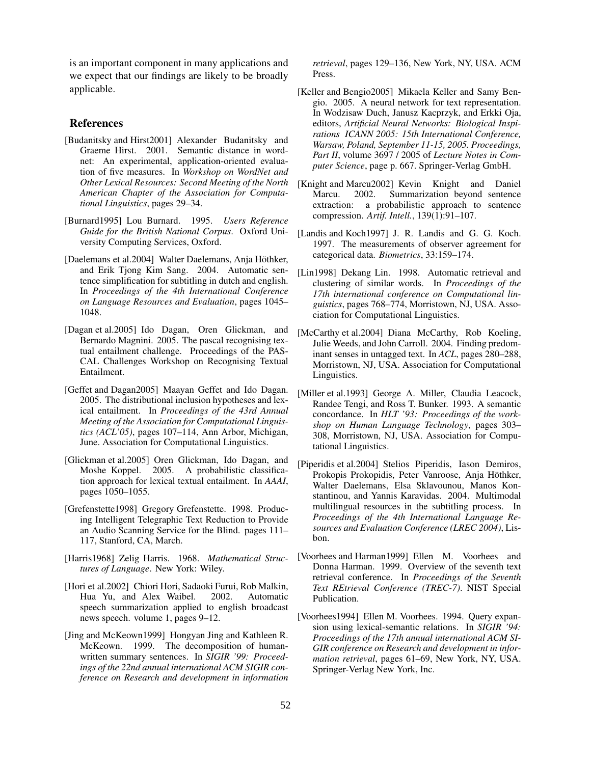is an important component in many applications and we expect that our findings are likely to be broadly applicable.

## References

[Budanitsky and Hirst2001] Alexander Budanitsky and Graeme Hirst. 2001. Semantic distance in wordnet: An experimental, application-oriented evaluation of five measures. In *Workshop on WordNet and Other Lexical Resources: Second Meeting of the North American Chapter of the Association for Computational Linguistics*, pages 29–34.

[Burnard1995] Lou Burnard. 1995. *Users Reference Guide for the British National Corpus*. Oxford University Computing Services, Oxford.

[Daelemans et al.2004] Walter Daelemans, Anja Höthker, and Erik Tjong Kim Sang. 2004. Automatic sentence simplification for subtitling in dutch and english. In *Proceedings of the 4th International Conference on Language Resources and Evaluation*, pages 1045–1048.

[Dagan et al.2005] Ido Dagan, Oren Glickman, and Bernardo Magnini. 2005. The pascal recognising textual entailment challenge. Proceedings of the PASCAL Challenges Workshop on Recognising Textual Entailment.

[Geffet and Dagan2005] Maayan Geffet and Ido Dagan. 2005. The distributional inclusion hypotheses and lexical entailment. In *Proceedings of the 43rd Annual Meeting of the Association for Computational Linguistics (ACL'05)*, pages 107–114, Ann Arbor, Michigan, June. Association for Computational Linguistics.

[Glickman et al.2005] Oren Glickman, Ido Dagan, and Moshe Koppel. 2005. A probabilistic classification approach for lexical textual entailment. In *AAAI*, pages 1050–1055.

[Grefenstette1998] Gregory Grefenstette. 1998. Producing Intelligent Telegraphic Text Reduction to Provide an Audio Scanning Service for the Blind. pages 111–117, Stanford, CA, March.

[Harris1968] Zelig Harris. 1968. *Mathematical Structures of Language*. New York: Wiley.

[Hori et al.2002] Chiori Hori, Sadaoki Furui, Rob Malkin, Hua Yu, and Alex Waibel. 2002. Automatic speech summarization applied to english broadcast news speech. volume 1, pages 9–12.

[Jing and McKeown1999] Hongyan Jing and Kathleen R. McKeown. 1999. The decomposition of human-written summary sentences. In *SIGIR '99: Proceedings of the 22nd annual international ACM SIGIR conference on Research and development in information retrieval*, pages 129–136, New York, NY, USA. ACM Press.

[Keller and Bengio2005] Mikaela Keller and Samy Bengio. 2005. A neural network for text representation. In Wodzisaw Duch, Janusz Kacprzyk, and Erkki Oja, editors, *Artificial Neural Networks: Biological Inspirations ICANN 2005: 15th International Conference, Warsaw, Poland, September 11-15, 2005. Proceedings, Part II*, volume 3697 / 2005 of *Lecture Notes in Computer Science*, page p. 667. Springer-Verlag GmbH.

[Knight and Marcu2002] Kevin Knight and Daniel Marcu. 2002. Summarization beyond sentence extraction: a probabilistic approach to sentence compression. *Artif. Intell.*, 139(1):91–107.

[Landis and Koch1997] J. R. Landis and G. G. Koch. 1997. The measurements of observer agreement for categorical data. *Biometrics*, 33:159–174.

[Lin1998] Dekang Lin. 1998. Automatic retrieval and clustering of similar words. In *Proceedings of the 17th international conference on Computational linguistics*, pages 768–774, Morristown, NJ, USA. Association for Computational Linguistics.

[McCarthy et al.2004] Diana McCarthy, Rob Koeling, Julie Weeds, and John Carroll. 2004. Finding predominant senses in untagged text. In *ACL*, pages 280–288, Morristown, NJ, USA. Association for Computational Linguistics.

[Miller et al.1993] George A. Miller, Claudia Leacock, Randee Tengi, and Ross T. Bunker. 1993. A semantic concordance. In *HLT '93: Proceedings of the workshop on Human Language Technology*, pages 303–308, Morristown, NJ, USA. Association for Computational Linguistics.

[Piperidis et al.2004] Stelios Piperidis, Iason Demiros, Prokopis Prokopidis, Peter Vanroose, Anja Höthker, Walter Daelemans, Elsa Sklavounou, Manos Konstantinou, and Yannis Karavidas. 2004. Multimodal multilingual resources in the subtitling process. In *Proceedings of the 4th International Language Resources and Evaluation Conference (LREC 2004)*, Lisbon.

[Voorhees and Harman1999] Ellen M. Voorhees and Donna Harman. 1999. Overview of the seventh text retrieval conference. In *Proceedings of the Seventh Text REtrieval Conference (TREC-7)*. NIST Special Publication.

[Voorhees1994] Ellen M. Voorhees. 1994. Query expansion using lexical-semantic relations. In *SIGIR '94: Proceedings of the 17th annual international ACM SIGIR conference on Research and development in information retrieval*, pages 61–69, New York, NY, USA. Springer-Verlag New York, Inc.